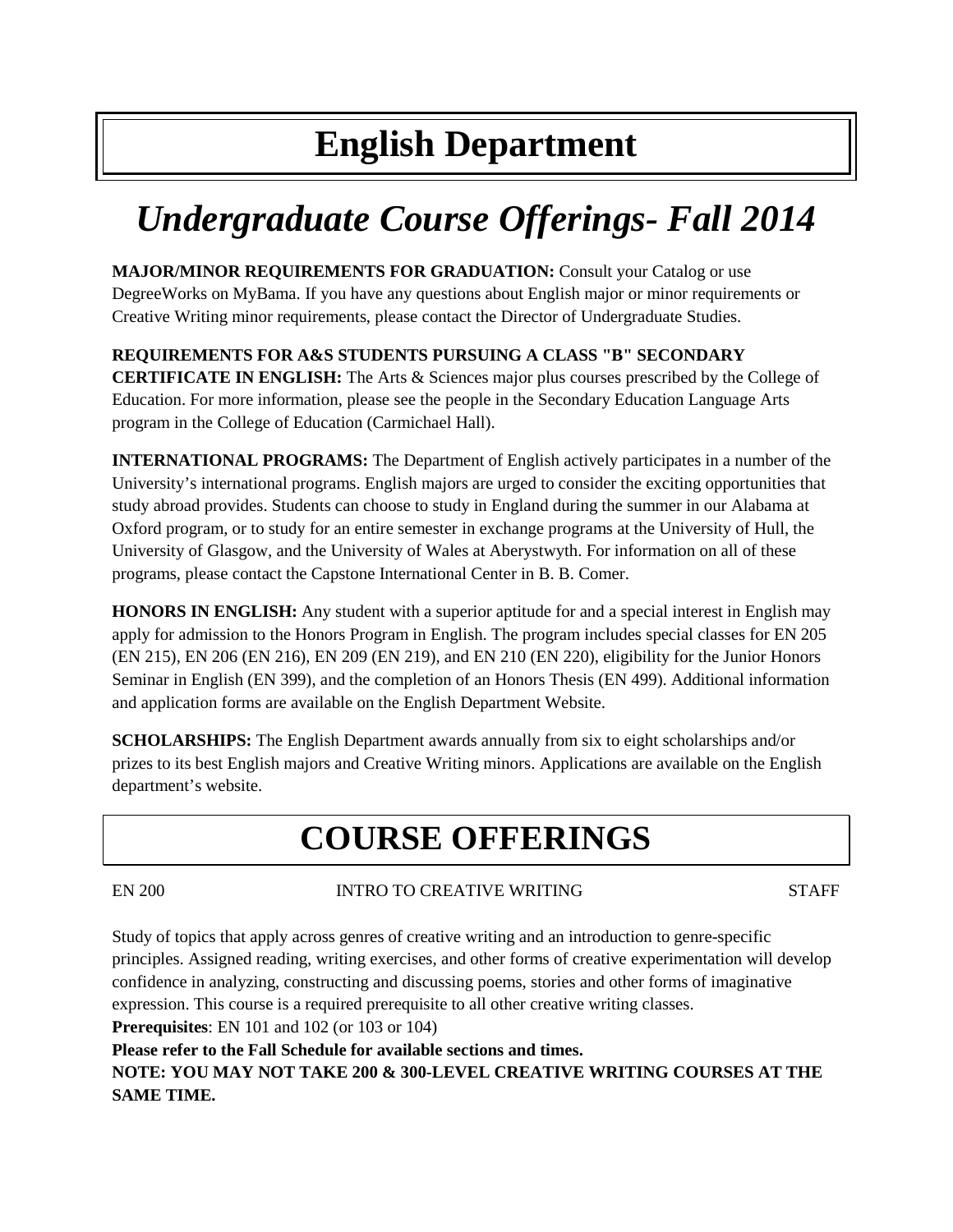# English Department

## *Undergraduate Course Offerings- Fall 2014*

**MAJOR/MINOR REQUIREMENTS FOR GRADUATION:** Consult your Catalog or use DegreeWorks on MyBama. If you have any questions about English major or minor requirements or Creative Writing minor requirements, please contact the Director of Undergraduate Studies.

**REQUIREMENTS FOR A&S STUDENTS PURSUING A CLASS "B" SECONDARY CERTIFICATE IN ENGLISH:** The Arts & Sciences major plus courses prescribed by the College of Education. For more information, please see the people in the Secondary Education Language Arts program in the College of Education (Carmichael Hall).

**INTERNATIONAL PROGRAMS:** The Department of English actively participates in a number of the University's international programs. English majors are urged to consider the exciting opportunities that study abroad provides. Students can choose to study in England during the summer in our Alabama at Oxford program, or to study for an entire semester in exchange programs at the University of Hull, the University of Glasgow, and the University of Wales at Aberystwyth. For information on all of these programs, please contact the Capstone International Center in B. B. Comer.

**HONORS IN ENGLISH:** Any student with a superior aptitude for and a special interest in English may apply for admission to the Honors Program in English. The program includes special classes for EN 205 (EN 215), EN 206 (EN 216), EN 209 (EN 219), and EN 210 (EN 220), eligibility for the Junior Honors Seminar in English (EN 399), and the completion of an Honors Thesis (EN 499). Additional information and application forms are available on the English Department Website.

**SCHOLARSHIPS:** The English Department awards annually from six to eight scholarships and/or prizes to its best English majors and Creative Writing minors. Applications are available on the English department's website.

# COURSE OFFERINGS

EN 200 INTRO TO CREATIVE WRITING STAFF

Study of topics that apply across genres of creative writing and an introduction to genre-specific principles. Assigned reading, writing exercises, and other forms of creative experimentation will develop confidence in analyzing, constructing and discussing poems, stories and other forms of imaginative expression. This course is a required prerequisite to all other creative writing classes.

**Prerequisites**: EN 101 and 102 (or 103 or 104)

**Please refer to the Fall Schedule for available sections and times.**

**NOTE: YOU MAY NOT TAKE 200 & 300-LEVEL CREATIVE WRITING COURSES AT THE SAME TIME.**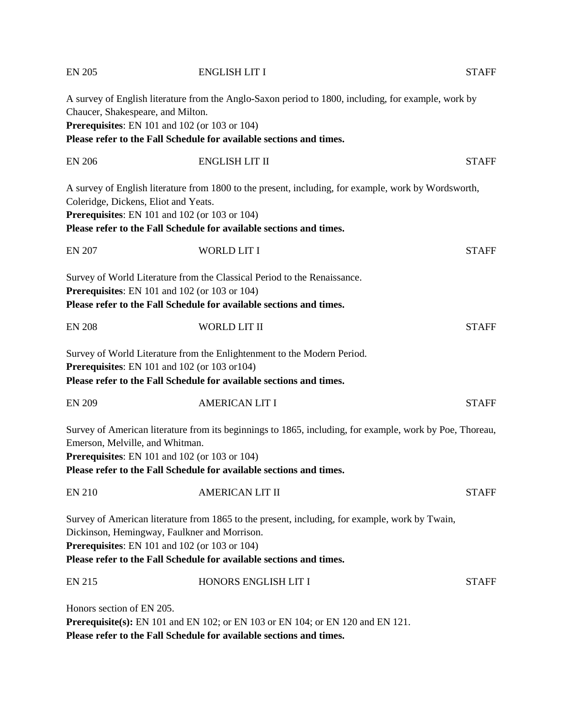EN 205 ENGLISH LIT I STAFF

A survey of English literature from the Anglo-Saxon period to 1800, including, for example, work by Chaucer, Shakespeare, and Milton.
**Prerequisites**: EN 101 and 102 (or 103 or 104)
**Please refer to the Fall Schedule for available sections and times.**

EN 206 ENGLISH LIT II STAFF

A survey of English literature from 1800 to the present, including, for example, work by Wordsworth, Coleridge, Dickens, Eliot and Yeats.
**Prerequisites**: EN 101 and 102 (or 103 or 104)
**Please refer to the Fall Schedule for available sections and times.**

EN 207 WORLD LIT I STAFF

Survey of World Literature from the Classical Period to the Renaissance.
**Prerequisites**: EN 101 and 102 (or 103 or 104)
**Please refer to the Fall Schedule for available sections and times.**

EN 208 WORLD LIT II STAFF

Survey of World Literature from the Enlightenment to the Modern Period.
**Prerequisites**: EN 101 and 102 (or 103 or104)
**Please refer to the Fall Schedule for available sections and times.**

EN 209 AMERICAN LIT I STAFF

Survey of American literature from its beginnings to 1865, including, for example, work by Poe, Thoreau, Emerson, Melville, and Whitman.
**Prerequisites**: EN 101 and 102 (or 103 or 104)
**Please refer to the Fall Schedule for available sections and times.**

EN 210 AMERICAN LIT II STAFF

Survey of American literature from 1865 to the present, including, for example, work by Twain, Dickinson, Hemingway, Faulkner and Morrison.
**Prerequisites**: EN 101 and 102 (or 103 or 104)
**Please refer to the Fall Schedule for available sections and times.**

EN 215 HONORS ENGLISH LIT I STAFF

Honors section of EN 205.
**Prerequisite(s):** EN 101 and EN 102; or EN 103 or EN 104; or EN 120 and EN 121.
**Please refer to the Fall Schedule for available sections and times.**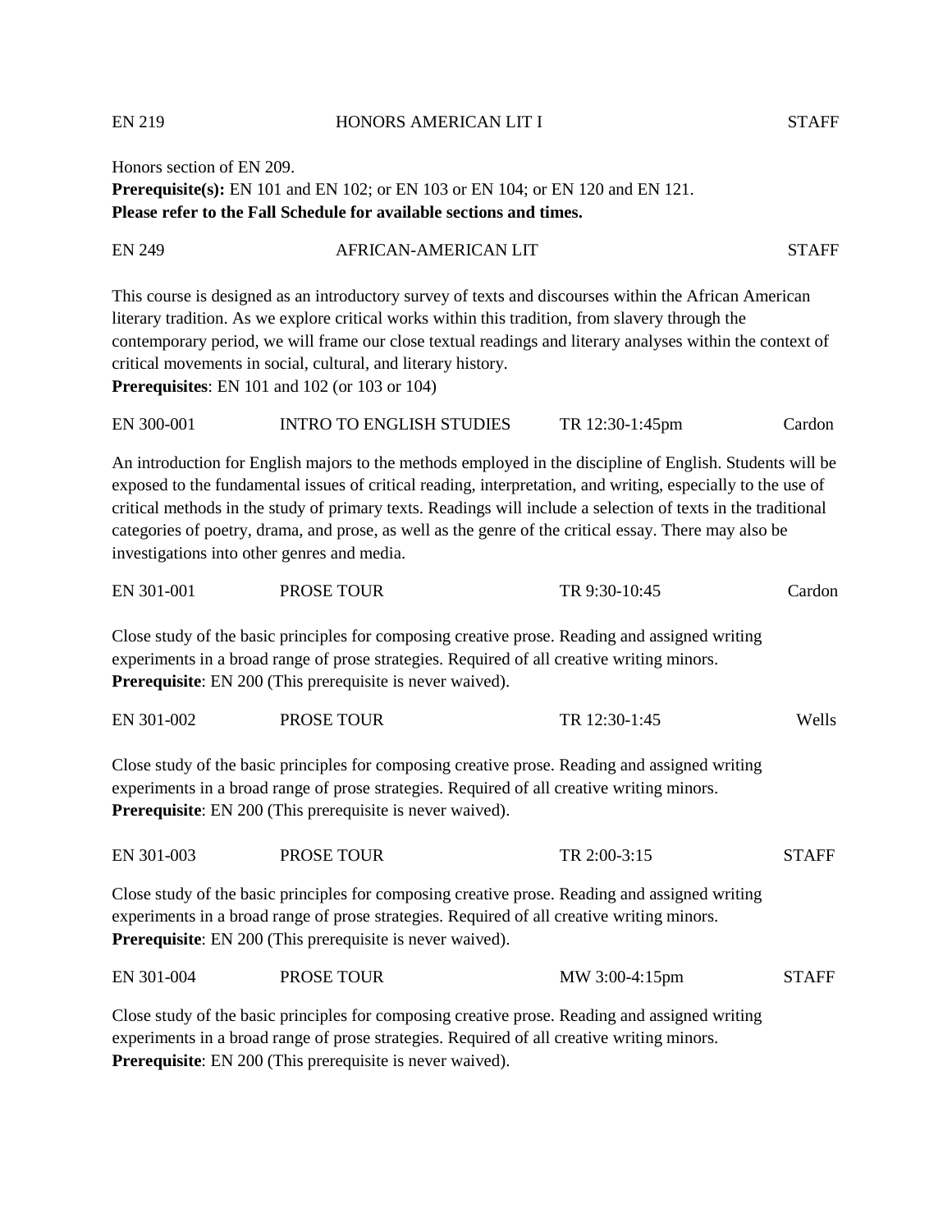EN 219 HONORS AMERICAN LIT I STAFF

Honors section of EN 209.
**Prerequisite(s):** EN 101 and EN 102; or EN 103 or EN 104; or EN 120 and EN 121.
**Please refer to the Fall Schedule for available sections and times.**

EN 249 AFRICAN-AMERICAN LIT STAFF

This course is designed as an introductory survey of texts and discourses within the African American literary tradition. As we explore critical works within this tradition, from slavery through the contemporary period, we will frame our close textual readings and literary analyses within the context of critical movements in social, cultural, and literary history.
**Prerequisites**: EN 101 and 102 (or 103 or 104)

EN 300-001 INTRO TO ENGLISH STUDIES TR 12:30-1:45pm Cardon

An introduction for English majors to the methods employed in the discipline of English. Students will be exposed to the fundamental issues of critical reading, interpretation, and writing, especially to the use of critical methods in the study of primary texts. Readings will include a selection of texts in the traditional categories of poetry, drama, and prose, as well as the genre of the critical essay. There may also be investigations into other genres and media.

EN 301-001 PROSE TOUR TR 9:30-10:45 Cardon

Close study of the basic principles for composing creative prose. Reading and assigned writing experiments in a broad range of prose strategies. Required of all creative writing minors.
**Prerequisite**: EN 200 (This prerequisite is never waived).

EN 301-002 PROSE TOUR TR 12:30-1:45 Wells

Close study of the basic principles for composing creative prose. Reading and assigned writing experiments in a broad range of prose strategies. Required of all creative writing minors.
**Prerequisite**: EN 200 (This prerequisite is never waived).

EN 301-003 PROSE TOUR TR 2:00-3:15 STAFF

Close study of the basic principles for composing creative prose. Reading and assigned writing experiments in a broad range of prose strategies. Required of all creative writing minors.
**Prerequisite**: EN 200 (This prerequisite is never waived).

EN 301-004 PROSE TOUR MW 3:00-4:15pm STAFF

Close study of the basic principles for composing creative prose. Reading and assigned writing experiments in a broad range of prose strategies. Required of all creative writing minors.
**Prerequisite**: EN 200 (This prerequisite is never waived).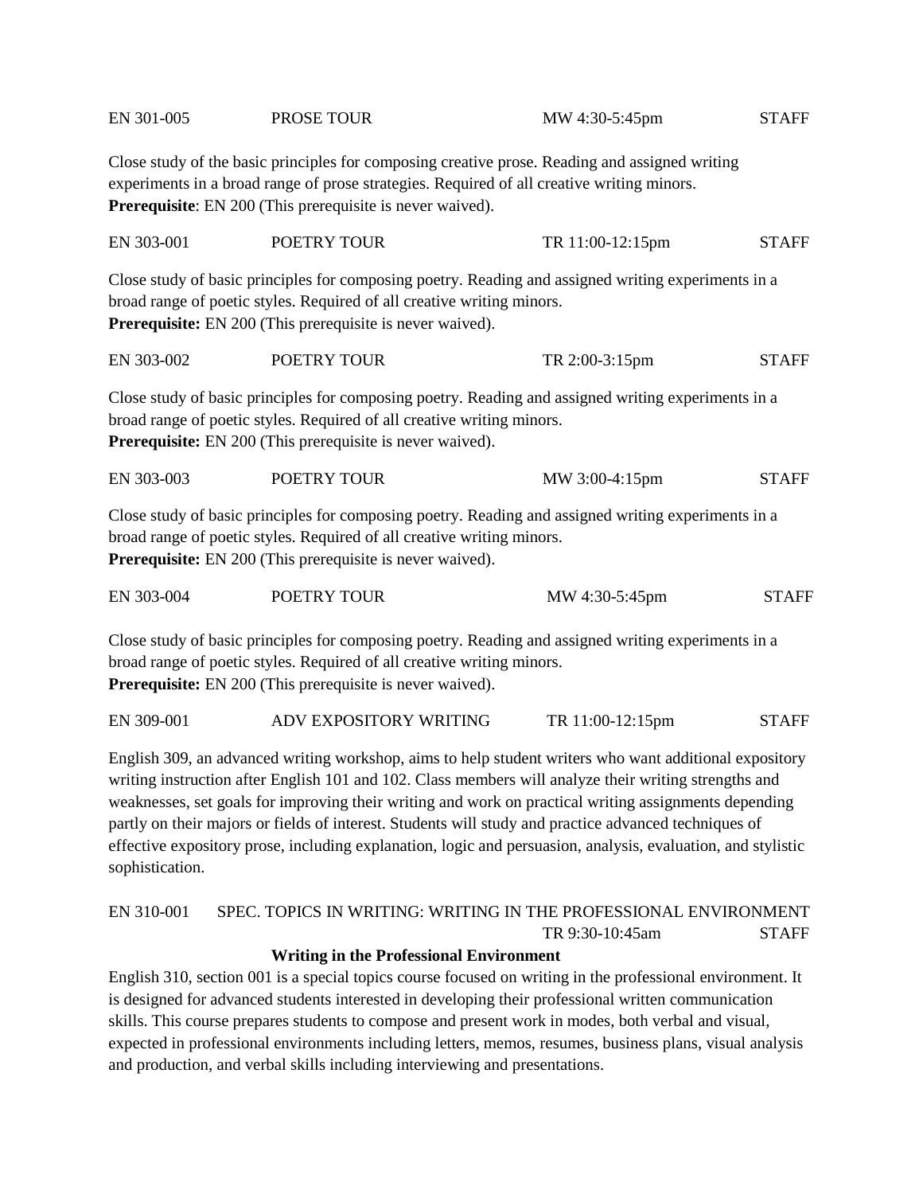EN 301-005 PROSE TOUR MW 4:30-5:45pm STAFF

Close study of the basic principles for composing creative prose. Reading and assigned writing experiments in a broad range of prose strategies. Required of all creative writing minors.
**Prerequisite**: EN 200 (This prerequisite is never waived).

EN 303-001 POETRY TOUR TR 11:00-12:15pm STAFF

Close study of basic principles for composing poetry. Reading and assigned writing experiments in a broad range of poetic styles. Required of all creative writing minors.
**Prerequisite:** EN 200 (This prerequisite is never waived).

EN 303-002 POETRY TOUR TR 2:00-3:15pm STAFF

Close study of basic principles for composing poetry. Reading and assigned writing experiments in a broad range of poetic styles. Required of all creative writing minors.
**Prerequisite:** EN 200 (This prerequisite is never waived).

EN 303-003 POETRY TOUR MW 3:00-4:15pm STAFF

Close study of basic principles for composing poetry. Reading and assigned writing experiments in a broad range of poetic styles. Required of all creative writing minors.
**Prerequisite:** EN 200 (This prerequisite is never waived).

EN 303-004 POETRY TOUR MW 4:30-5:45pm STAFF

Close study of basic principles for composing poetry. Reading and assigned writing experiments in a broad range of poetic styles. Required of all creative writing minors.
**Prerequisite:** EN 200 (This prerequisite is never waived).

EN 309-001 ADV EXPOSITORY WRITING TR 11:00-12:15pm STAFF

English 309, an advanced writing workshop, aims to help student writers who want additional expository writing instruction after English 101 and 102. Class members will analyze their writing strengths and weaknesses, set goals for improving their writing and work on practical writing assignments depending partly on their majors or fields of interest. Students will study and practice advanced techniques of effective expository prose, including explanation, logic and persuasion, analysis, evaluation, and stylistic sophistication.

EN 310-001 SPEC. TOPICS IN WRITING: WRITING IN THE PROFESSIONAL ENVIRONMENT
TR 9:30-10:45am STAFF

**Writing in the Professional Environment**

English 310, section 001 is a special topics course focused on writing in the professional environment. It is designed for advanced students interested in developing their professional written communication skills. This course prepares students to compose and present work in modes, both verbal and visual, expected in professional environments including letters, memos, resumes, business plans, visual analysis and production, and verbal skills including interviewing and presentations.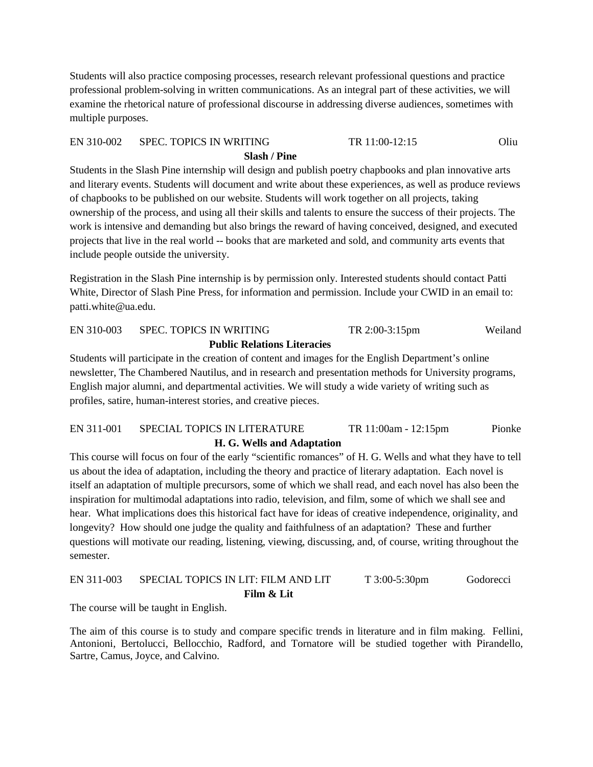Students will also practice composing processes, research relevant professional questions and practice professional problem-solving in written communications. As an integral part of these activities, we will examine the rhetorical nature of professional discourse in addressing diverse audiences, sometimes with multiple purposes.

EN 310-002 SPEC. TOPICS IN WRITING TR 11:00-12:15 Oliu

**Slash / Pine**

Students in the Slash Pine internship will design and publish poetry chapbooks and plan innovative arts and literary events. Students will document and write about these experiences, as well as produce reviews of chapbooks to be published on our website. Students will work together on all projects, taking ownership of the process, and using all their skills and talents to ensure the success of their projects. The work is intensive and demanding but also brings the reward of having conceived, designed, and executed projects that live in the real world -- books that are marketed and sold, and community arts events that include people outside the university.

Registration in the Slash Pine internship is by permission only. Interested students should contact Patti White, Director of Slash Pine Press, for information and permission. Include your CWID in an email to: patti.white@ua.edu.

EN 310-003 SPEC. TOPICS IN WRITING TR 2:00-3:15pm Weiland

**Public Relations Literacies**

Students will participate in the creation of content and images for the English Department's online newsletter, The Chambered Nautilus, and in research and presentation methods for University programs, English major alumni, and departmental activities. We will study a wide variety of writing such as profiles, satire, human-interest stories, and creative pieces.

EN 311-001 SPECIAL TOPICS IN LITERATURE TR 11:00am - 12:15pm Pionke

**H. G. Wells and Adaptation**

This course will focus on four of the early "scientific romances" of H. G. Wells and what they have to tell us about the idea of adaptation, including the theory and practice of literary adaptation. Each novel is itself an adaptation of multiple precursors, some of which we shall read, and each novel has also been the inspiration for multimodal adaptations into radio, television, and film, some of which we shall see and hear. What implications does this historical fact have for ideas of creative independence, originality, and longevity? How should one judge the quality and faithfulness of an adaptation? These and further questions will motivate our reading, listening, viewing, discussing, and, of course, writing throughout the semester.

EN 311-003 SPECIAL TOPICS IN LIT: FILM AND LIT T 3:00-5:30pm Godorecci

**Film & Lit**

The course will be taught in English.

The aim of this course is to study and compare specific trends in literature and in film making. Fellini, Antonioni, Bertolucci, Bellocchio, Radford, and Tornatore will be studied together with Pirandello, Sartre, Camus, Joyce, and Calvino.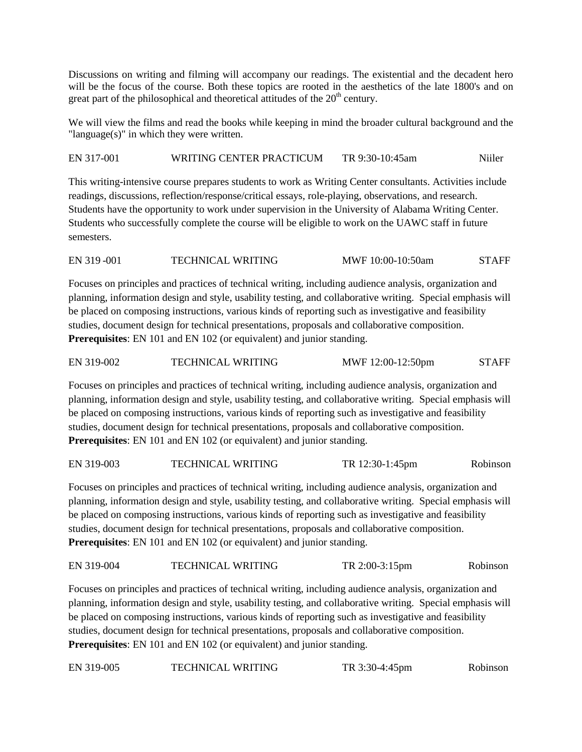Discussions on writing and filming will accompany our readings. The existential and the decadent hero will be the focus of the course. Both these topics are rooted in the aesthetics of the late 1800's and on great part of the philosophical and theoretical attitudes of the 20th century.

We will view the films and read the books while keeping in mind the broader cultural background and the "language(s)" in which they were written.

EN 317-001 WRITING CENTER PRACTICUM TR 9:30-10:45am Niiler

This writing-intensive course prepares students to work as Writing Center consultants. Activities include readings, discussions, reflection/response/critical essays, role-playing, observations, and research. Students have the opportunity to work under supervision in the University of Alabama Writing Center. Students who successfully complete the course will be eligible to work on the UAWC staff in future semesters.

EN 319 -001 TECHNICAL WRITING MWF 10:00-10:50am STAFF

Focuses on principles and practices of technical writing, including audience analysis, organization and planning, information design and style, usability testing, and collaborative writing. Special emphasis will be placed on composing instructions, various kinds of reporting such as investigative and feasibility studies, document design for technical presentations, proposals and collaborative composition. **Prerequisites**: EN 101 and EN 102 (or equivalent) and junior standing.

EN 319-002 TECHNICAL WRITING MWF 12:00-12:50pm STAFF

Focuses on principles and practices of technical writing, including audience analysis, organization and planning, information design and style, usability testing, and collaborative writing. Special emphasis will be placed on composing instructions, various kinds of reporting such as investigative and feasibility studies, document design for technical presentations, proposals and collaborative composition. **Prerequisites**: EN 101 and EN 102 (or equivalent) and junior standing.

EN 319-003 TECHNICAL WRITING TR 12:30-1:45pm Robinson

Focuses on principles and practices of technical writing, including audience analysis, organization and planning, information design and style, usability testing, and collaborative writing. Special emphasis will be placed on composing instructions, various kinds of reporting such as investigative and feasibility studies, document design for technical presentations, proposals and collaborative composition. **Prerequisites**: EN 101 and EN 102 (or equivalent) and junior standing.

EN 319-004 TECHNICAL WRITING TR 2:00-3:15pm Robinson

Focuses on principles and practices of technical writing, including audience analysis, organization and planning, information design and style, usability testing, and collaborative writing. Special emphasis will be placed on composing instructions, various kinds of reporting such as investigative and feasibility studies, document design for technical presentations, proposals and collaborative composition. **Prerequisites**: EN 101 and EN 102 (or equivalent) and junior standing.

EN 319-005 TECHNICAL WRITING TR 3:30-4:45pm Robinson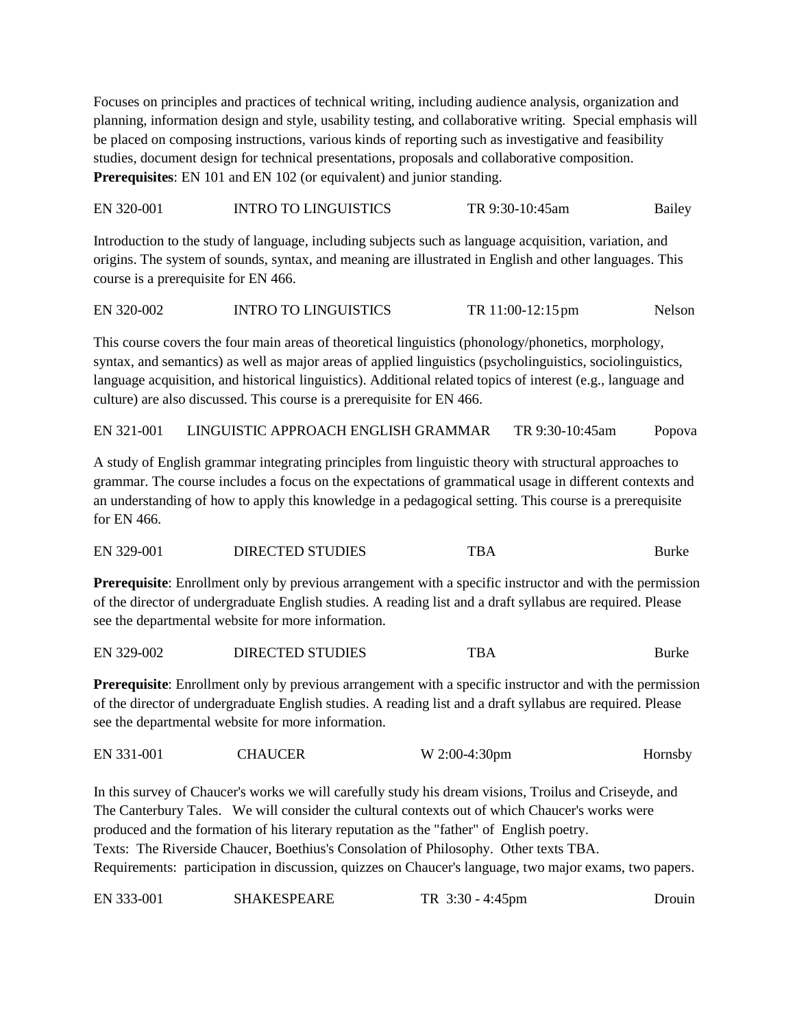Focuses on principles and practices of technical writing, including audience analysis, organization and planning, information design and style, usability testing, and collaborative writing. Special emphasis will be placed on composing instructions, various kinds of reporting such as investigative and feasibility studies, document design for technical presentations, proposals and collaborative composition. **Prerequisites**: EN 101 and EN 102 (or equivalent) and junior standing.

EN 320-001 INTRO TO LINGUISTICS TR 9:30-10:45am Bailey

Introduction to the study of language, including subjects such as language acquisition, variation, and origins. The system of sounds, syntax, and meaning are illustrated in English and other languages. This course is a prerequisite for EN 466.

EN 320-002 INTRO TO LINGUISTICS TR 11:00-12:15pm Nelson

This course covers the four main areas of theoretical linguistics (phonology/phonetics, morphology, syntax, and semantics) as well as major areas of applied linguistics (psycholinguistics, sociolinguistics, language acquisition, and historical linguistics). Additional related topics of interest (e.g., language and culture) are also discussed. This course is a prerequisite for EN 466.

EN 321-001 LINGUISTIC APPROACH ENGLISH GRAMMAR TR 9:30-10:45am Popova

A study of English grammar integrating principles from linguistic theory with structural approaches to grammar. The course includes a focus on the expectations of grammatical usage in different contexts and an understanding of how to apply this knowledge in a pedagogical setting. This course is a prerequisite for EN 466.

EN 329-001 DIRECTED STUDIES TBA Burke

**Prerequisite**: Enrollment only by previous arrangement with a specific instructor and with the permission of the director of undergraduate English studies. A reading list and a draft syllabus are required. Please see the departmental website for more information.

EN 329-002 DIRECTED STUDIES TBA Burke

**Prerequisite**: Enrollment only by previous arrangement with a specific instructor and with the permission of the director of undergraduate English studies. A reading list and a draft syllabus are required. Please see the departmental website for more information.

EN 331-001 CHAUCER W 2:00-4:30pm Hornsby

In this survey of Chaucer's works we will carefully study his dream visions, Troilus and Criseyde, and The Canterbury Tales. We will consider the cultural contexts out of which Chaucer's works were produced and the formation of his literary reputation as the "father" of English poetry.
Texts: The Riverside Chaucer, Boethius's Consolation of Philosophy. Other texts TBA.
Requirements: participation in discussion, quizzes on Chaucer's language, two major exams, two papers.

EN 333-001 SHAKESPEARE TR 3:30 - 4:45pm Drouin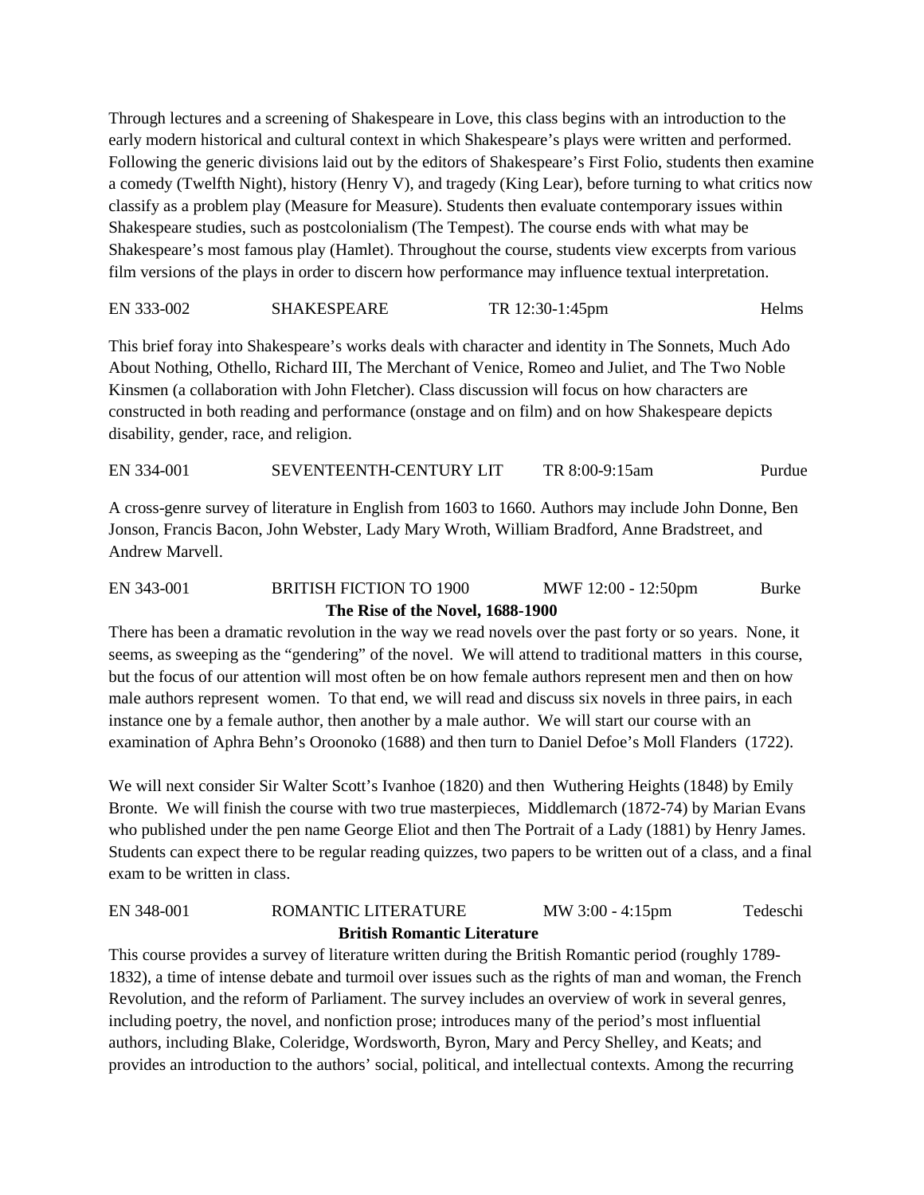Through lectures and a screening of Shakespeare in Love, this class begins with an introduction to the early modern historical and cultural context in which Shakespeare's plays were written and performed. Following the generic divisions laid out by the editors of Shakespeare's First Folio, students then examine a comedy (Twelfth Night), history (Henry V), and tragedy (King Lear), before turning to what critics now classify as a problem play (Measure for Measure). Students then evaluate contemporary issues within Shakespeare studies, such as postcolonialism (The Tempest). The course ends with what may be Shakespeare's most famous play (Hamlet). Throughout the course, students view excerpts from various film versions of the plays in order to discern how performance may influence textual interpretation.

EN 333-002 SHAKESPEARE TR 12:30-1:45pm Helms

This brief foray into Shakespeare's works deals with character and identity in The Sonnets, Much Ado About Nothing, Othello, Richard III, The Merchant of Venice, Romeo and Juliet, and The Two Noble Kinsmen (a collaboration with John Fletcher). Class discussion will focus on how characters are constructed in both reading and performance (onstage and on film) and on how Shakespeare depicts disability, gender, race, and religion.

EN 334-001 SEVENTEENTH-CENTURY LIT TR 8:00-9:15am Purdue

A cross-genre survey of literature in English from 1603 to 1660. Authors may include John Donne, Ben Jonson, Francis Bacon, John Webster, Lady Mary Wroth, William Bradford, Anne Bradstreet, and Andrew Marvell.

EN 343-001 BRITISH FICTION TO 1900 MWF 12:00 - 12:50pm Burke

**The Rise of the Novel, 1688-1900**

There has been a dramatic revolution in the way we read novels over the past forty or so years. None, it seems, as sweeping as the "gendering" of the novel. We will attend to traditional matters in this course, but the focus of our attention will most often be on how female authors represent men and then on how male authors represent women. To that end, we will read and discuss six novels in three pairs, in each instance one by a female author, then another by a male author. We will start our course with an examination of Aphra Behn's Oroonoko (1688) and then turn to Daniel Defoe's Moll Flanders (1722).

We will next consider Sir Walter Scott's Ivanhoe (1820) and then Wuthering Heights (1848) by Emily Bronte. We will finish the course with two true masterpieces, Middlemarch (1872-74) by Marian Evans who published under the pen name George Eliot and then The Portrait of a Lady (1881) by Henry James. Students can expect there to be regular reading quizzes, two papers to be written out of a class, and a final exam to be written in class.

EN 348-001 ROMANTIC LITERATURE MW 3:00 - 4:15pm Tedeschi

**British Romantic Literature**

This course provides a survey of literature written during the British Romantic period (roughly 1789-1832), a time of intense debate and turmoil over issues such as the rights of man and woman, the French Revolution, and the reform of Parliament. The survey includes an overview of work in several genres, including poetry, the novel, and nonfiction prose; introduces many of the period's most influential authors, including Blake, Coleridge, Wordsworth, Byron, Mary and Percy Shelley, and Keats; and provides an introduction to the authors' social, political, and intellectual contexts. Among the recurring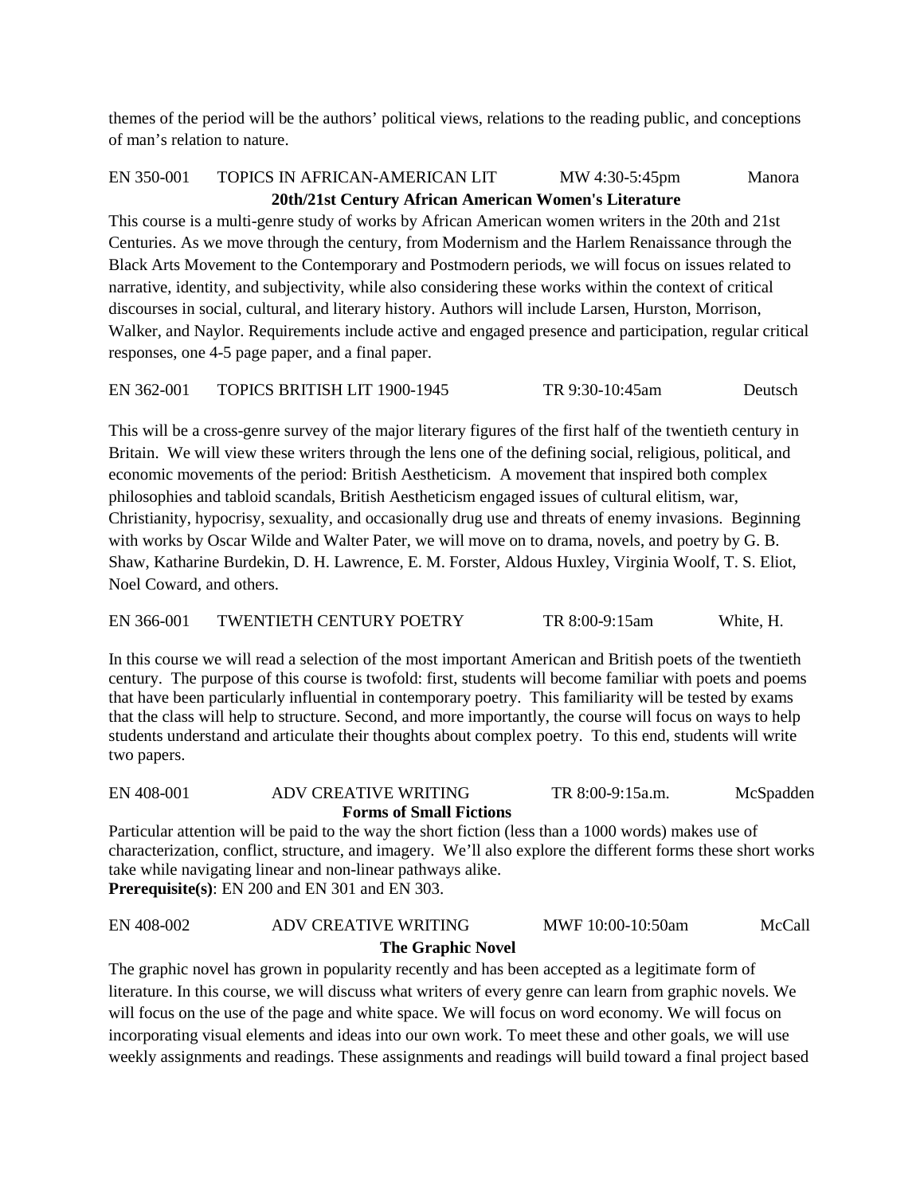themes of the period will be the authors' political views, relations to the reading public, and conceptions of man's relation to nature.

EN 350-001 TOPICS IN AFRICAN-AMERICAN LIT MW 4:30-5:45pm Manora

**20th/21st Century African American Women's Literature**

This course is a multi-genre study of works by African American women writers in the 20th and 21st Centuries. As we move through the century, from Modernism and the Harlem Renaissance through the Black Arts Movement to the Contemporary and Postmodern periods, we will focus on issues related to narrative, identity, and subjectivity, while also considering these works within the context of critical discourses in social, cultural, and literary history. Authors will include Larsen, Hurston, Morrison, Walker, and Naylor. Requirements include active and engaged presence and participation, regular critical responses, one 4-5 page paper, and a final paper.

EN 362-001 TOPICS BRITISH LIT 1900-1945 TR 9:30-10:45am Deutsch

This will be a cross-genre survey of the major literary figures of the first half of the twentieth century in Britain. We will view these writers through the lens one of the defining social, religious, political, and economic movements of the period: British Aestheticism. A movement that inspired both complex philosophies and tabloid scandals, British Aestheticism engaged issues of cultural elitism, war, Christianity, hypocrisy, sexuality, and occasionally drug use and threats of enemy invasions. Beginning with works by Oscar Wilde and Walter Pater, we will move on to drama, novels, and poetry by G. B. Shaw, Katharine Burdekin, D. H. Lawrence, E. M. Forster, Aldous Huxley, Virginia Woolf, T. S. Eliot, Noel Coward, and others.

EN 366-001 TWENTIETH CENTURY POETRY TR 8:00-9:15am White, H.

In this course we will read a selection of the most important American and British poets of the twentieth century. The purpose of this course is twofold: first, students will become familiar with poets and poems that have been particularly influential in contemporary poetry. This familiarity will be tested by exams that the class will help to structure. Second, and more importantly, the course will focus on ways to help students understand and articulate their thoughts about complex poetry. To this end, students will write two papers.

EN 408-001 ADV CREATIVE WRITING TR 8:00-9:15a.m. McSpadden

**Forms of Small Fictions**

Particular attention will be paid to the way the short fiction (less than a 1000 words) makes use of characterization, conflict, structure, and imagery. We'll also explore the different forms these short works take while navigating linear and non-linear pathways alike.

**Prerequisite(s)**: EN 200 and EN 301 and EN 303.

EN 408-002 ADV CREATIVE WRITING MWF 10:00-10:50am McCall

**The Graphic Novel**

The graphic novel has grown in popularity recently and has been accepted as a legitimate form of literature. In this course, we will discuss what writers of every genre can learn from graphic novels. We will focus on the use of the page and white space. We will focus on word economy. We will focus on incorporating visual elements and ideas into our own work. To meet these and other goals, we will use weekly assignments and readings. These assignments and readings will build toward a final project based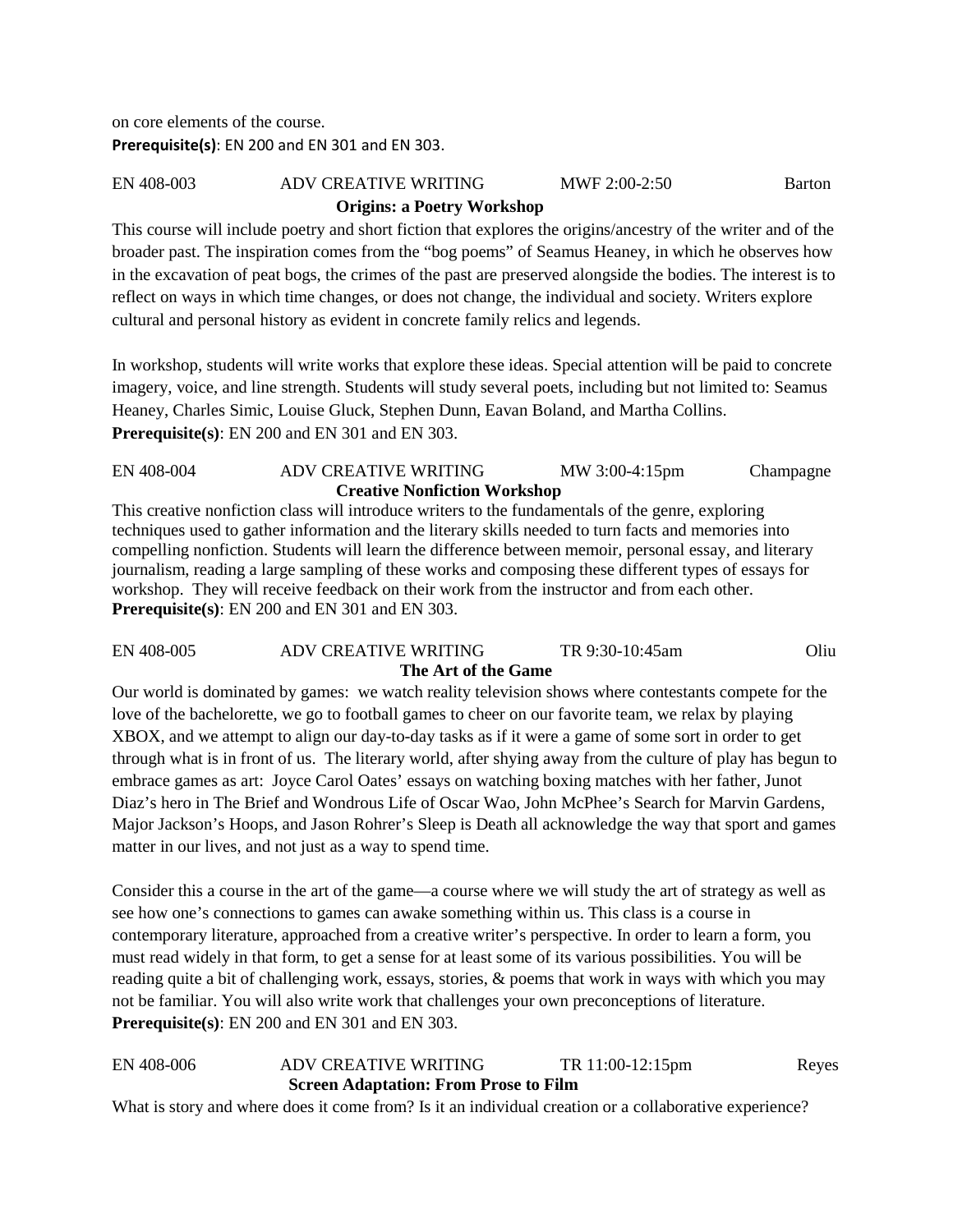on core elements of the course.
**Prerequisite(s)**: EN 200 and EN 301 and EN 303.

EN 408-003 ADV CREATIVE WRITING MWF 2:00-2:50 Barton

**Origins: a Poetry Workshop**

This course will include poetry and short fiction that explores the origins/ancestry of the writer and of the broader past. The inspiration comes from the "bog poems" of Seamus Heaney, in which he observes how in the excavation of peat bogs, the crimes of the past are preserved alongside the bodies. The interest is to reflect on ways in which time changes, or does not change, the individual and society. Writers explore cultural and personal history as evident in concrete family relics and legends.

In workshop, students will write works that explore these ideas. Special attention will be paid to concrete imagery, voice, and line strength. Students will study several poets, including but not limited to: Seamus Heaney, Charles Simic, Louise Gluck, Stephen Dunn, Eavan Boland, and Martha Collins.
**Prerequisite(s)**: EN 200 and EN 301 and EN 303.

EN 408-004 ADV CREATIVE WRITING MW 3:00-4:15pm Champagne

**Creative Nonfiction Workshop**

This creative nonfiction class will introduce writers to the fundamentals of the genre, exploring techniques used to gather information and the literary skills needed to turn facts and memories into compelling nonfiction. Students will learn the difference between memoir, personal essay, and literary journalism, reading a large sampling of these works and composing these different types of essays for workshop. They will receive feedback on their work from the instructor and from each other.
**Prerequisite(s)**: EN 200 and EN 301 and EN 303.

EN 408-005 ADV CREATIVE WRITING TR 9:30-10:45am Oliu

**The Art of the Game**

Our world is dominated by games: we watch reality television shows where contestants compete for the love of the bachelorette, we go to football games to cheer on our favorite team, we relax by playing XBOX, and we attempt to align our day-to-day tasks as if it were a game of some sort in order to get through what is in front of us. The literary world, after shying away from the culture of play has begun to embrace games as art: Joyce Carol Oates' essays on watching boxing matches with her father, Junot Diaz's hero in The Brief and Wondrous Life of Oscar Wao, John McPhee's Search for Marvin Gardens, Major Jackson's Hoops, and Jason Rohrer's Sleep is Death all acknowledge the way that sport and games matter in our lives, and not just as a way to spend time.

Consider this a course in the art of the game—a course where we will study the art of strategy as well as see how one's connections to games can awake something within us. This class is a course in contemporary literature, approached from a creative writer's perspective. In order to learn a form, you must read widely in that form, to get a sense for at least some of its various possibilities. You will be reading quite a bit of challenging work, essays, stories, & poems that work in ways with which you may not be familiar. You will also write work that challenges your own preconceptions of literature.
**Prerequisite(s)**: EN 200 and EN 301 and EN 303.

EN 408-006 ADV CREATIVE WRITING TR 11:00-12:15pm Reyes

**Screen Adaptation: From Prose to Film**

What is story and where does it come from? Is it an individual creation or a collaborative experience?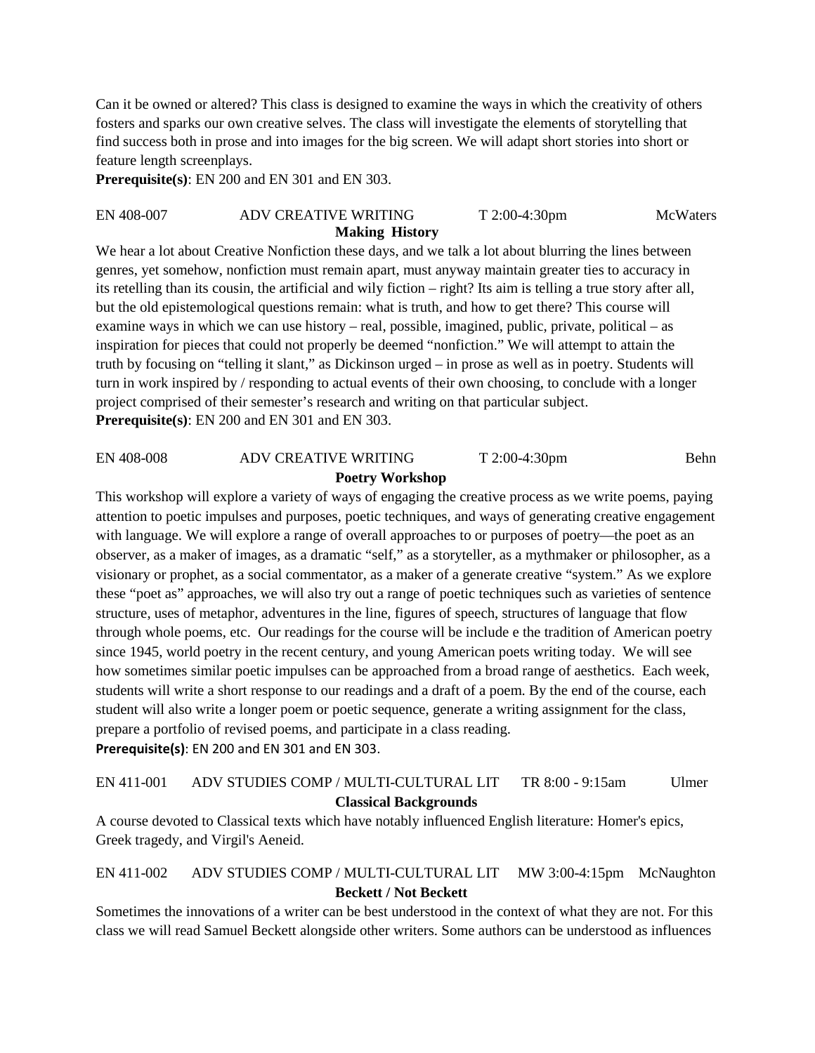Can it be owned or altered? This class is designed to examine the ways in which the creativity of others fosters and sparks our own creative selves. The class will investigate the elements of storytelling that find success both in prose and into images for the big screen. We will adapt short stories into short or feature length screenplays.
**Prerequisite(s)**: EN 200 and EN 301 and EN 303.

EN 408-007 ADV CREATIVE WRITING T 2:00-4:30pm McWaters

**Making History**

We hear a lot about Creative Nonfiction these days, and we talk a lot about blurring the lines between genres, yet somehow, nonfiction must remain apart, must anyway maintain greater ties to accuracy in its retelling than its cousin, the artificial and wily fiction – right? Its aim is telling a true story after all, but the old epistemological questions remain: what is truth, and how to get there? This course will examine ways in which we can use history – real, possible, imagined, public, private, political – as inspiration for pieces that could not properly be deemed "nonfiction." We will attempt to attain the truth by focusing on "telling it slant," as Dickinson urged – in prose as well as in poetry. Students will turn in work inspired by / responding to actual events of their own choosing, to conclude with a longer project comprised of their semester's research and writing on that particular subject.
**Prerequisite(s)**: EN 200 and EN 301 and EN 303.

EN 408-008 ADV CREATIVE WRITING T 2:00-4:30pm Behn

**Poetry Workshop**

This workshop will explore a variety of ways of engaging the creative process as we write poems, paying attention to poetic impulses and purposes, poetic techniques, and ways of generating creative engagement with language. We will explore a range of overall approaches to or purposes of poetry—the poet as an observer, as a maker of images, as a dramatic "self," as a storyteller, as a mythmaker or philosopher, as a visionary or prophet, as a social commentator, as a maker of a generate creative "system." As we explore these "poet as" approaches, we will also try out a range of poetic techniques such as varieties of sentence structure, uses of metaphor, adventures in the line, figures of speech, structures of language that flow through whole poems, etc. Our readings for the course will be include e the tradition of American poetry since 1945, world poetry in the recent century, and young American poets writing today. We will see how sometimes similar poetic impulses can be approached from a broad range of aesthetics. Each week, students will write a short response to our readings and a draft of a poem. By the end of the course, each student will also write a longer poem or poetic sequence, generate a writing assignment for the class, prepare a portfolio of revised poems, and participate in a class reading.
**Prerequisite(s)**: EN 200 and EN 301 and EN 303.

EN 411-001 ADV STUDIES COMP / MULTI-CULTURAL LIT TR 8:00 - 9:15am Ulmer

**Classical Backgrounds**

A course devoted to Classical texts which have notably influenced English literature: Homer's epics, Greek tragedy, and Virgil's Aeneid.

EN 411-002 ADV STUDIES COMP / MULTI-CULTURAL LIT MW 3:00-4:15pm McNaughton

**Beckett / Not Beckett**

Sometimes the innovations of a writer can be best understood in the context of what they are not. For this class we will read Samuel Beckett alongside other writers. Some authors can be understood as influences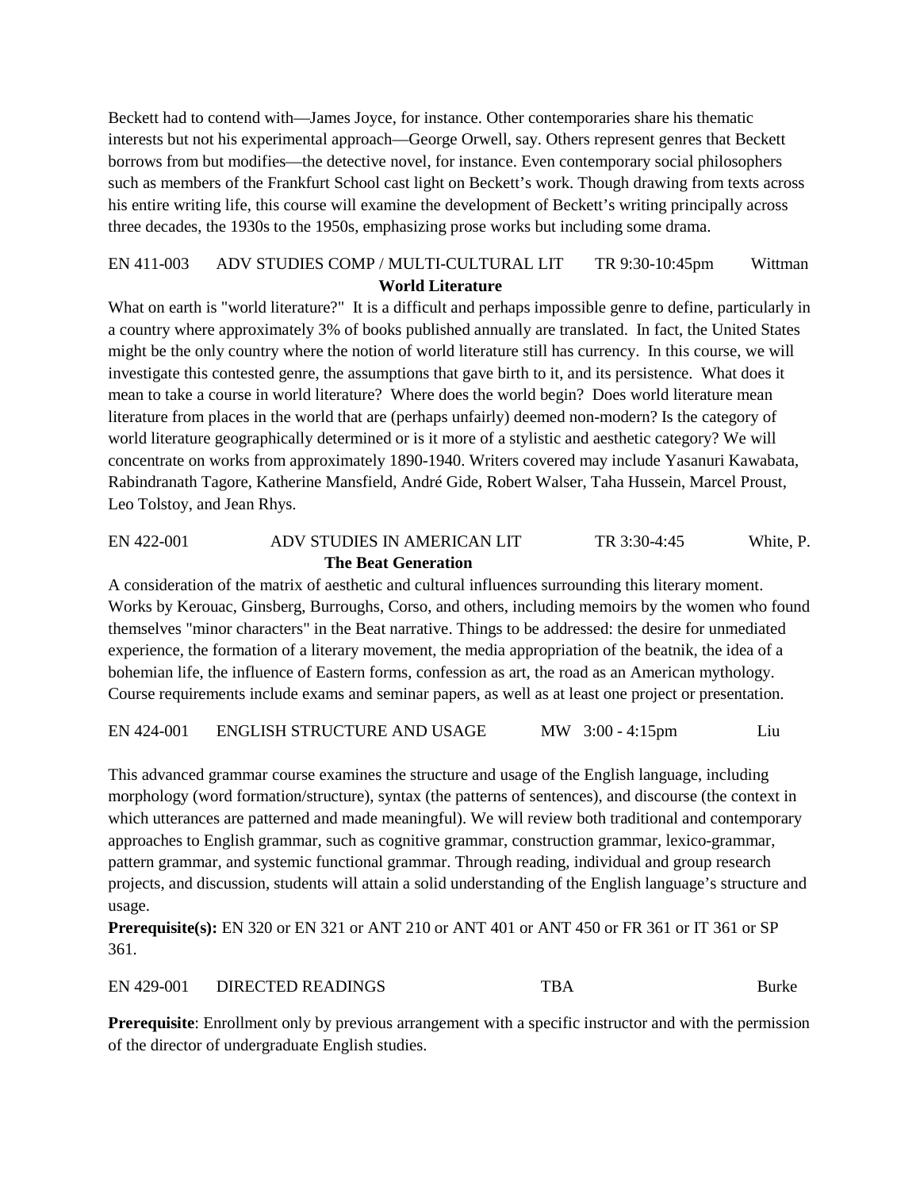Beckett had to contend with—James Joyce, for instance. Other contemporaries share his thematic interests but not his experimental approach—George Orwell, say. Others represent genres that Beckett borrows from but modifies—the detective novel, for instance. Even contemporary social philosophers such as members of the Frankfurt School cast light on Beckett's work. Though drawing from texts across his entire writing life, this course will examine the development of Beckett's writing principally across three decades, the 1930s to the 1950s, emphasizing prose works but including some drama.

EN 411-003 ADV STUDIES COMP / MULTI-CULTURAL LIT TR 9:30-10:45pm Wittman

**World Literature**

What on earth is "world literature?" It is a difficult and perhaps impossible genre to define, particularly in a country where approximately 3% of books published annually are translated. In fact, the United States might be the only country where the notion of world literature still has currency. In this course, we will investigate this contested genre, the assumptions that gave birth to it, and its persistence. What does it mean to take a course in world literature? Where does the world begin? Does world literature mean literature from places in the world that are (perhaps unfairly) deemed non-modern? Is the category of world literature geographically determined or is it more of a stylistic and aesthetic category? We will concentrate on works from approximately 1890-1940. Writers covered may include Yasanuri Kawabata, Rabindranath Tagore, Katherine Mansfield, André Gide, Robert Walser, Taha Hussein, Marcel Proust, Leo Tolstoy, and Jean Rhys.

EN 422-001 ADV STUDIES IN AMERICAN LIT TR 3:30-4:45 White, P.

**The Beat Generation**

A consideration of the matrix of aesthetic and cultural influences surrounding this literary moment. Works by Kerouac, Ginsberg, Burroughs, Corso, and others, including memoirs by the women who found themselves "minor characters" in the Beat narrative. Things to be addressed: the desire for unmediated experience, the formation of a literary movement, the media appropriation of the beatnik, the idea of a bohemian life, the influence of Eastern forms, confession as art, the road as an American mythology. Course requirements include exams and seminar papers, as well as at least one project or presentation.

EN 424-001 ENGLISH STRUCTURE AND USAGE MW 3:00 - 4:15pm Liu

This advanced grammar course examines the structure and usage of the English language, including morphology (word formation/structure), syntax (the patterns of sentences), and discourse (the context in which utterances are patterned and made meaningful). We will review both traditional and contemporary approaches to English grammar, such as cognitive grammar, construction grammar, lexico-grammar, pattern grammar, and systemic functional grammar. Through reading, individual and group research projects, and discussion, students will attain a solid understanding of the English language's structure and usage.

**Prerequisite(s):** EN 320 or EN 321 or ANT 210 or ANT 401 or ANT 450 or FR 361 or IT 361 or SP 361.

EN 429-001 DIRECTED READINGS TBA Burke

**Prerequisite**: Enrollment only by previous arrangement with a specific instructor and with the permission of the director of undergraduate English studies.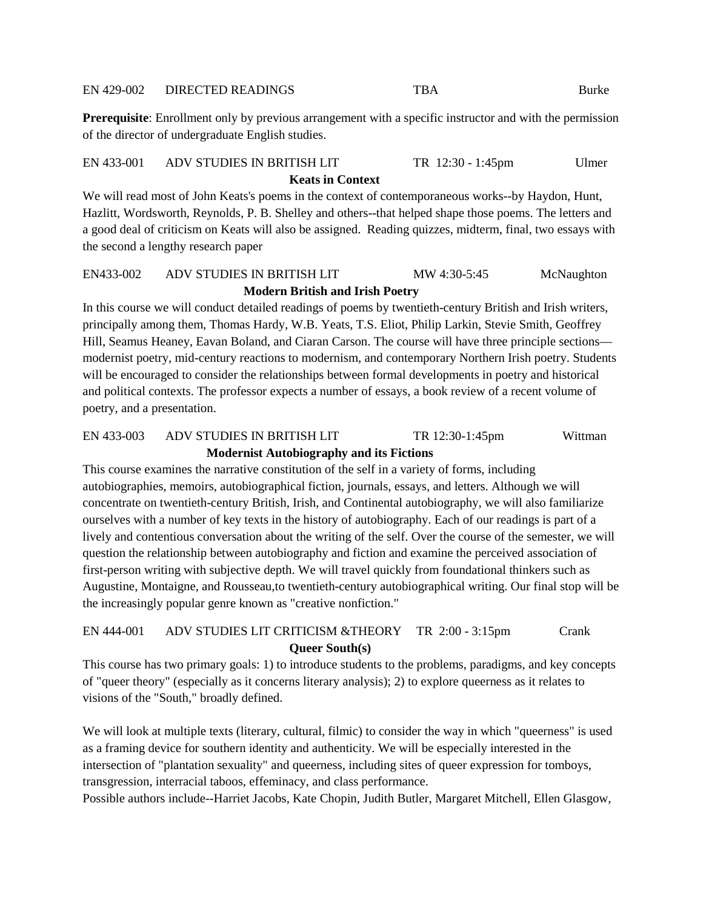EN 429-002 DIRECTED READINGS TBA Burke

**Prerequisite**: Enrollment only by previous arrangement with a specific instructor and with the permission of the director of undergraduate English studies.

EN 433-001 ADV STUDIES IN BRITISH LIT TR 12:30 - 1:45pm Ulmer

**Keats in Context**

We will read most of John Keats's poems in the context of contemporaneous works--by Haydon, Hunt, Hazlitt, Wordsworth, Reynolds, P. B. Shelley and others--that helped shape those poems. The letters and a good deal of criticism on Keats will also be assigned. Reading quizzes, midterm, final, two essays with the second a lengthy research paper

EN433-002 ADV STUDIES IN BRITISH LIT MW 4:30-5:45 McNaughton

**Modern British and Irish Poetry**

In this course we will conduct detailed readings of poems by twentieth-century British and Irish writers, principally among them, Thomas Hardy, W.B. Yeats, T.S. Eliot, Philip Larkin, Stevie Smith, Geoffrey Hill, Seamus Heaney, Eavan Boland, and Ciaran Carson. The course will have three principle sections—modernist poetry, mid-century reactions to modernism, and contemporary Northern Irish poetry. Students will be encouraged to consider the relationships between formal developments in poetry and historical and political contexts. The professor expects a number of essays, a book review of a recent volume of poetry, and a presentation.

EN 433-003 ADV STUDIES IN BRITISH LIT TR 12:30-1:45pm Wittman

**Modernist Autobiography and its Fictions**

This course examines the narrative constitution of the self in a variety of forms, including autobiographies, memoirs, autobiographical fiction, journals, essays, and letters. Although we will concentrate on twentieth-century British, Irish, and Continental autobiography, we will also familiarize ourselves with a number of key texts in the history of autobiography. Each of our readings is part of a lively and contentious conversation about the writing of the self. Over the course of the semester, we will question the relationship between autobiography and fiction and examine the perceived association of first-person writing with subjective depth. We will travel quickly from foundational thinkers such as Augustine, Montaigne, and Rousseau,to twentieth-century autobiographical writing. Our final stop will be the increasingly popular genre known as "creative nonfiction."

EN 444-001 ADV STUDIES LIT CRITICISM &THEORY TR 2:00 - 3:15pm Crank

**Queer South(s)**

This course has two primary goals: 1) to introduce students to the problems, paradigms, and key concepts of "queer theory" (especially as it concerns literary analysis); 2) to explore queerness as it relates to visions of the "South," broadly defined.

We will look at multiple texts (literary, cultural, filmic) to consider the way in which "queerness" is used as a framing device for southern identity and authenticity. We will be especially interested in the intersection of "plantation sexuality" and queerness, including sites of queer expression for tomboys, transgression, interracial taboos, effeminacy, and class performance.
Possible authors include--Harriet Jacobs, Kate Chopin, Judith Butler, Margaret Mitchell, Ellen Glasgow,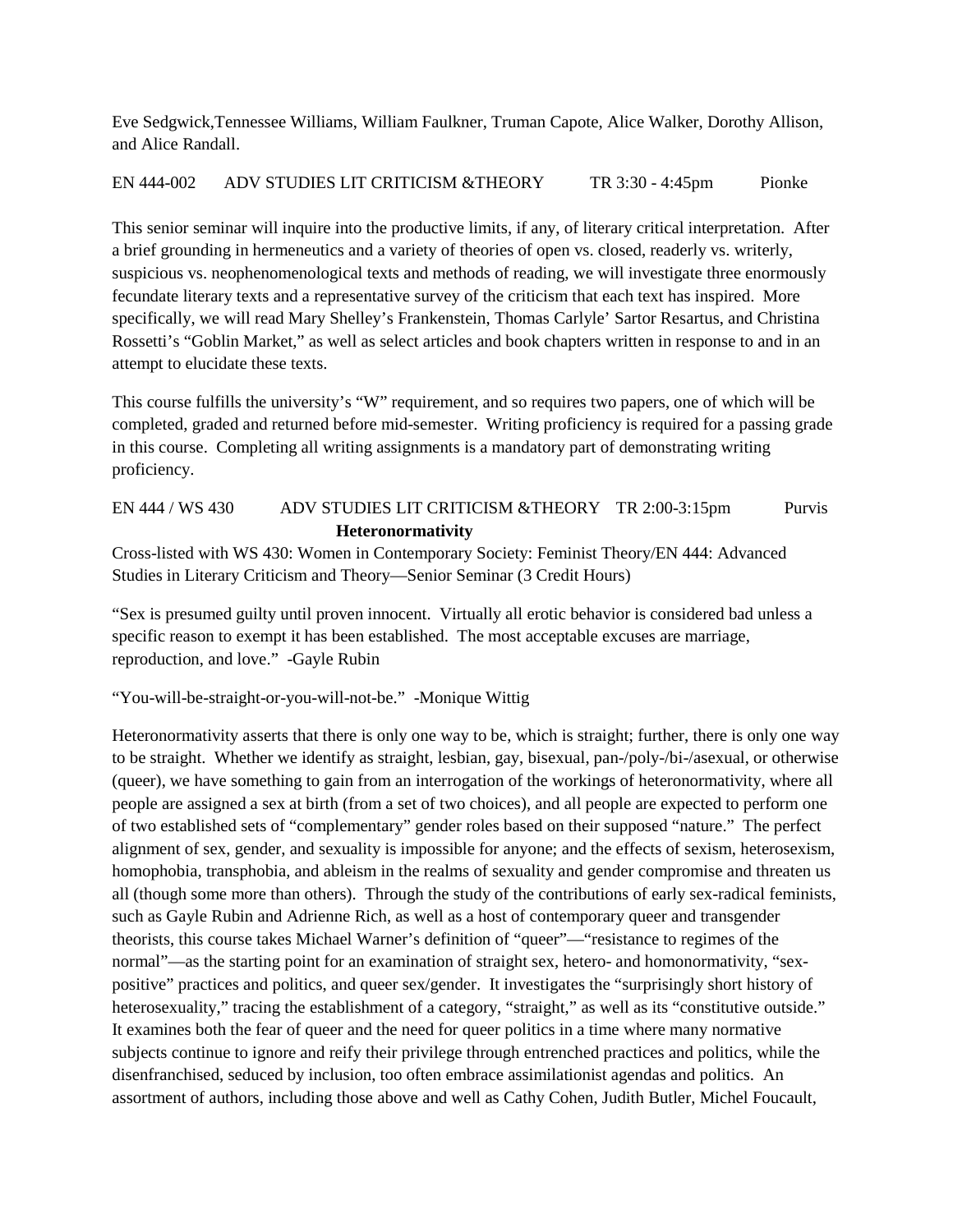Eve Sedgwick,Tennessee Williams, William Faulkner, Truman Capote, Alice Walker, Dorothy Allison, and Alice Randall.

EN 444-002 ADV STUDIES LIT CRITICISM &THEORY TR 3:30 - 4:45pm Pionke

This senior seminar will inquire into the productive limits, if any, of literary critical interpretation. After a brief grounding in hermeneutics and a variety of theories of open vs. closed, readerly vs. writerly, suspicious vs. neophenomenological texts and methods of reading, we will investigate three enormously fecundate literary texts and a representative survey of the criticism that each text has inspired. More specifically, we will read Mary Shelley's Frankenstein, Thomas Carlyle' Sartor Resartus, and Christina Rossetti's "Goblin Market," as well as select articles and book chapters written in response to and in an attempt to elucidate these texts.

This course fulfills the university's "W" requirement, and so requires two papers, one of which will be completed, graded and returned before mid-semester. Writing proficiency is required for a passing grade in this course. Completing all writing assignments is a mandatory part of demonstrating writing proficiency.

EN 444 / WS 430 ADV STUDIES LIT CRITICISM &THEORY TR 2:00-3:15pm Purvis

**Heteronormativity**

Cross-listed with WS 430: Women in Contemporary Society: Feminist Theory/EN 444: Advanced Studies in Literary Criticism and Theory—Senior Seminar (3 Credit Hours)

"Sex is presumed guilty until proven innocent. Virtually all erotic behavior is considered bad unless a specific reason to exempt it has been established. The most acceptable excuses are marriage, reproduction, and love." -Gayle Rubin

"You-will-be-straight-or-you-will-not-be." -Monique Wittig

Heteronormativity asserts that there is only one way to be, which is straight; further, there is only one way to be straight. Whether we identify as straight, lesbian, gay, bisexual, pan-/poly-/bi-/asexual, or otherwise (queer), we have something to gain from an interrogation of the workings of heteronormativity, where all people are assigned a sex at birth (from a set of two choices), and all people are expected to perform one of two established sets of "complementary" gender roles based on their supposed "nature." The perfect alignment of sex, gender, and sexuality is impossible for anyone; and the effects of sexism, heterosexism, homophobia, transphobia, and ableism in the realms of sexuality and gender compromise and threaten us all (though some more than others). Through the study of the contributions of early sex-radical feminists, such as Gayle Rubin and Adrienne Rich, as well as a host of contemporary queer and transgender theorists, this course takes Michael Warner's definition of "queer"—"resistance to regimes of the normal"—as the starting point for an examination of straight sex, hetero- and homonormativity, "sex-positive" practices and politics, and queer sex/gender. It investigates the "surprisingly short history of heterosexuality," tracing the establishment of a category, "straight," as well as its "constitutive outside." It examines both the fear of queer and the need for queer politics in a time where many normative subjects continue to ignore and reify their privilege through entrenched practices and politics, while the disenfranchised, seduced by inclusion, too often embrace assimilationist agendas and politics. An assortment of authors, including those above and well as Cathy Cohen, Judith Butler, Michel Foucault,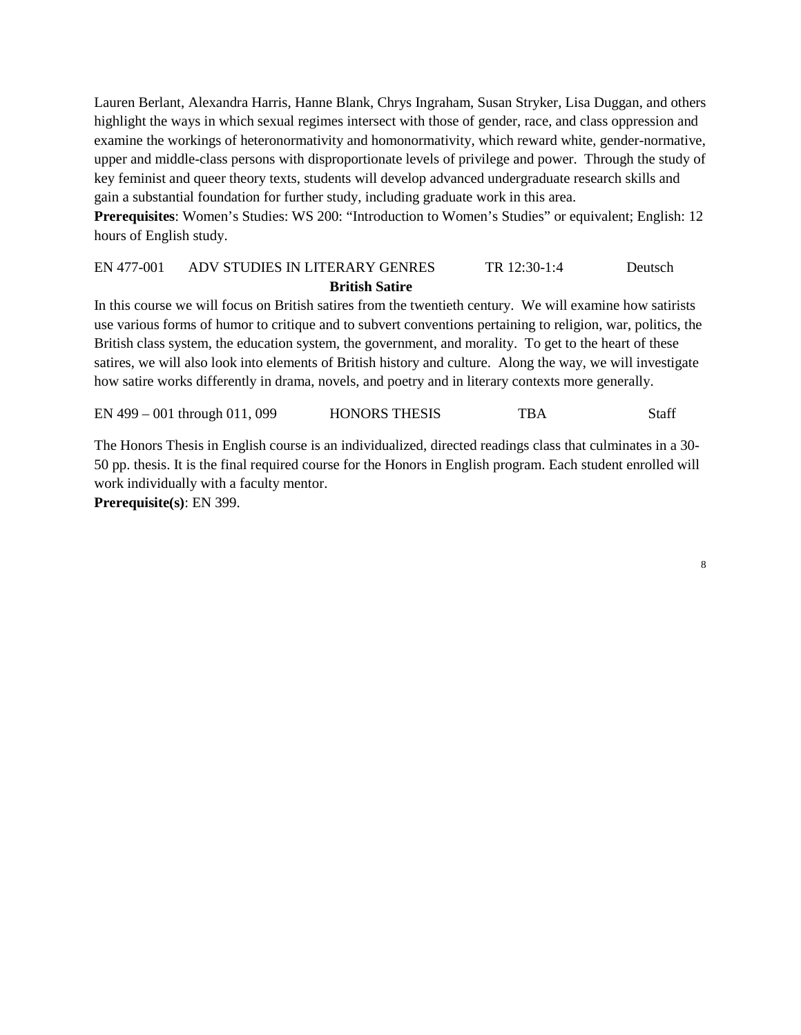Lauren Berlant, Alexandra Harris, Hanne Blank, Chrys Ingraham, Susan Stryker, Lisa Duggan, and others highlight the ways in which sexual regimes intersect with those of gender, race, and class oppression and examine the workings of heteronormativity and homonormativity, which reward white, gender-normative, upper and middle-class persons with disproportionate levels of privilege and power. Through the study of key feminist and queer theory texts, students will develop advanced undergraduate research skills and gain a substantial foundation for further study, including graduate work in this area.

**Prerequisites**: Women's Studies: WS 200: "Introduction to Women's Studies" or equivalent; English: 12 hours of English study.

EN 477-001 ADV STUDIES IN LITERARY GENRES TR 12:30-1:4 Deutsch

**British Satire**

In this course we will focus on British satires from the twentieth century. We will examine how satirists use various forms of humor to critique and to subvert conventions pertaining to religion, war, politics, the British class system, the education system, the government, and morality. To get to the heart of these satires, we will also look into elements of British history and culture. Along the way, we will investigate how satire works differently in drama, novels, and poetry and in literary contexts more generally.

EN 499 – 001 through 011, 099 HONORS THESIS TBA Staff

The Honors Thesis in English course is an individualized, directed readings class that culminates in a 30-50 pp. thesis. It is the final required course for the Honors in English program. Each student enrolled will work individually with a faculty mentor.

**Prerequisite(s)**: EN 399.